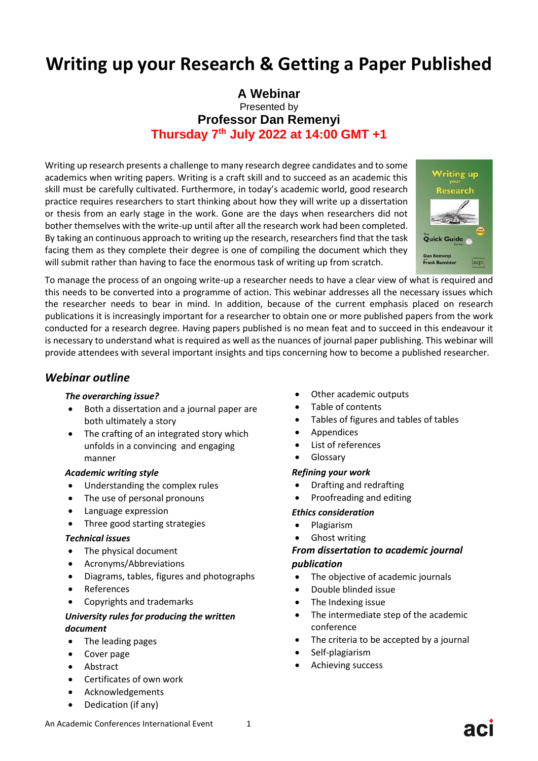# Writing up your Research & Getting a Paper Published

**A Webinar**

Presented by

**Professor Dan Remenyi**

**Thursday 7th July 2022 at 14:00 GMT +1**

Writing up research presents a challenge to many research degree candidates and to some academics when writing papers. Writing is a craft skill and to succeed as an academic this skill must be carefully cultivated. Furthermore, in today's academic world, good research practice requires researchers to start thinking about how they will write up a dissertation or thesis from an early stage in the work. Gone are the days when researchers did not bother themselves with the write-up until after all the research work had been completed. By taking an continuous approach to writing up the research, researchers find that the task facing them as they complete their degree is one of compiling the document which they will submit rather than having to face the enormous task of writing up from scratch.

To manage the process of an ongoing write-up a researcher needs to have a clear view of what is required and this needs to be converted into a programme of action. This webinar addresses all the necessary issues which the researcher needs to bear in mind. In addition, because of the current emphasis placed on research publications it is increasingly important for a researcher to obtain one or more published papers from the work conducted for a research degree. Having papers published is no mean feat and to succeed in this endeavour it is necessary to understand what is required as well as the nuances of journal paper publishing. This webinar will provide attendees with several important insights and tips concerning how to become a published researcher.

## *Webinar outline*

***The overarching issue?***

- Both a dissertation and a journal paper are both ultimately a story
- The crafting of an integrated story which unfolds in a convincing and engaging manner

***Academic writing style***

- Understanding the complex rules
- The use of personal pronouns
- Language expression
- Three good starting strategies

***Technical issues***

- The physical document
- Acronyms/Abbreviations
- Diagrams, tables, figures and photographs
- References
- Copyrights and trademarks

***University rules for producing the written document***

- The leading pages
- Cover page
- Abstract
- Certificates of own work
- Acknowledgements
- Dedication (if any)
- Other academic outputs
- Table of contents
- Tables of figures and tables of tables
- Appendices
- List of references
- Glossary

***Refining your work***

- Drafting and redrafting
- Proofreading and editing

***Ethics consideration***

- Plagiarism
- Ghost writing

***From dissertation to academic journal publication***

- The objective of academic journals
- Double blinded issue
- The Indexing issue
- The intermediate step of the academic conference
- The criteria to be accepted by a journal
- Self-plagiarism
- Achieving success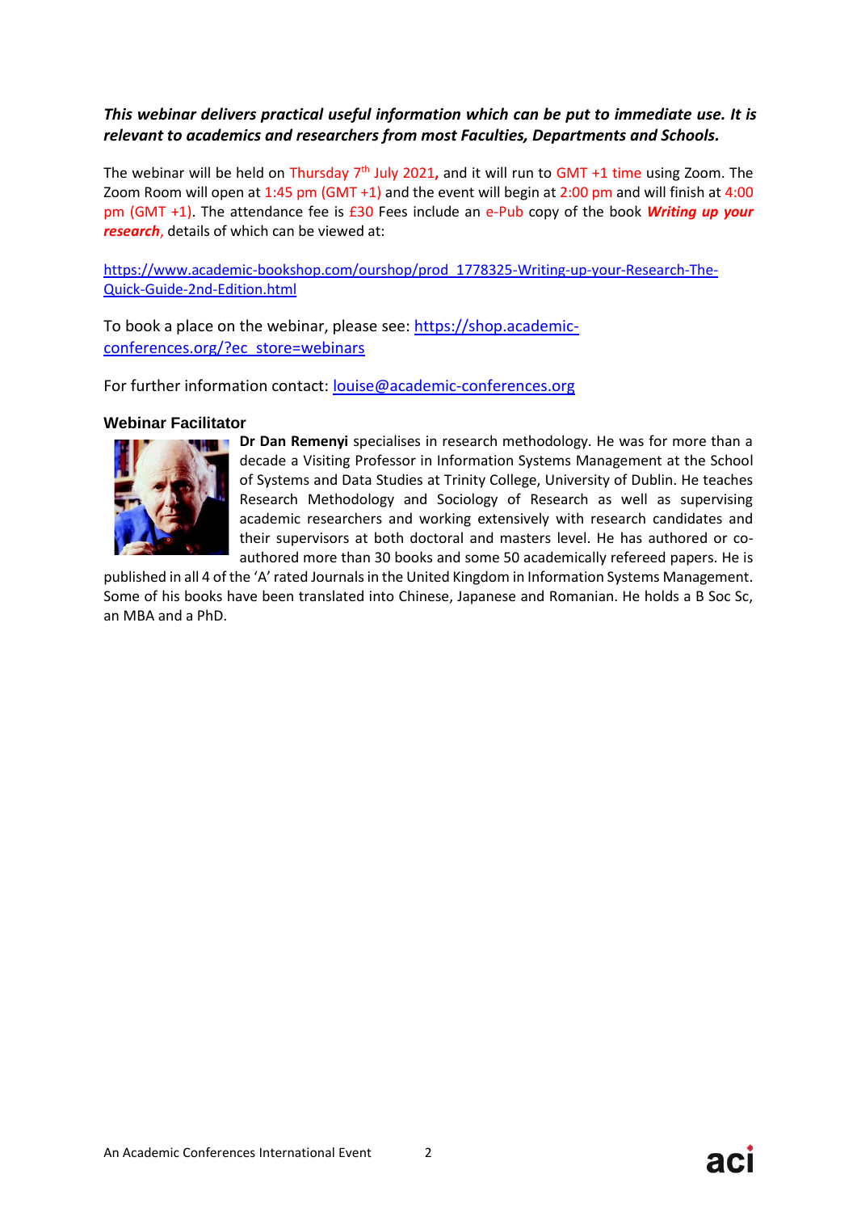***This webinar delivers practical useful information which can be put to immediate use. It is relevant to academics and researchers from most Faculties, Departments and Schools.***

The webinar will be held on Thursday 7th July 2021**,** and it will run to GMT +1 time using Zoom. The Zoom Room will open at 1:45 pm (GMT +1) and the event will begin at 2:00 pm and will finish at 4:00 pm (GMT +1). The attendance fee is £30 Fees include an e-Pub copy of the book ***Writing up your research***, details of which can be viewed at:

https://www.academic-bookshop.com/ourshop/prod_1778325-Writing-up-your-Research-The-Quick-Guide-2nd-Edition.html

To book a place on the webinar, please see: https://shop.academic-conferences.org/?ec_store=webinars

For further information contact: louise@academic-conferences.org

### Webinar Facilitator

**Dr Dan Remenyi** specialises in research methodology. He was for more than a decade a Visiting Professor in Information Systems Management at the School of Systems and Data Studies at Trinity College, University of Dublin. He teaches Research Methodology and Sociology of Research as well as supervising academic researchers and working extensively with research candidates and their supervisors at both doctoral and masters level. He has authored or co-authored more than 30 books and some 50 academically refereed papers. He is published in all 4 of the 'A' rated Journals in the United Kingdom in Information Systems Management. Some of his books have been translated into Chinese, Japanese and Romanian. He holds a B Soc Sc, an MBA and a PhD.